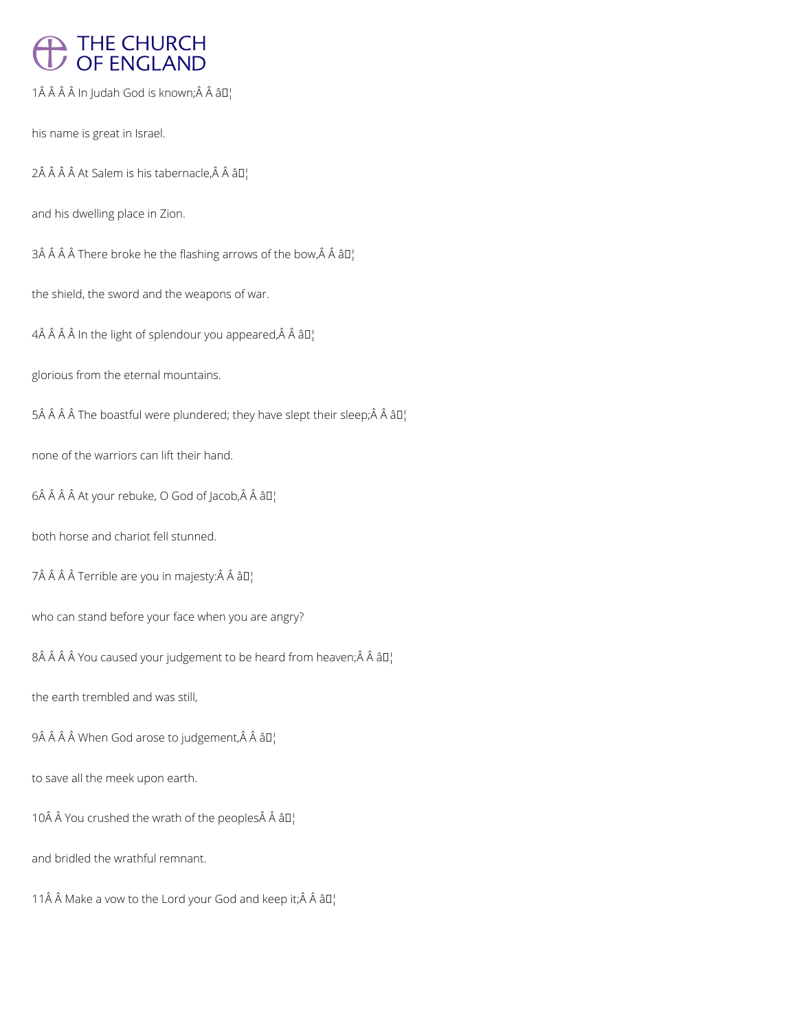1 In Judah God is known; ♦

his name is great in Israel.

2 At Salem is his tabernacle, ♦

and his dwelling place in Zion.

3 There broke he the flashing arrows of the bow, ♦

the shield, the sword and the weapons of war.

4 In the light of splendour you appeared, ♦

glorious from the eternal mountains.

5 The boastful were plundered; they have slept their sleep; ♦

none of the warriors can lift their hand.

6 At your rebuke, O God of Jacob, ♦

both horse and chariot fell stunned.

7 Terrible are you in majesty: ♦

who can stand before your face when you are angry?

8 You caused your judgement to be heard from heaven; ♦

the earth trembled and was still,

9 When God arose to judgement, ♦

to save all the meek upon earth.

10 You crushed the wrath of the peoples ♦

and bridled the wrathful remnant.

11 Make a vow to the Lord your God and keep it; ♦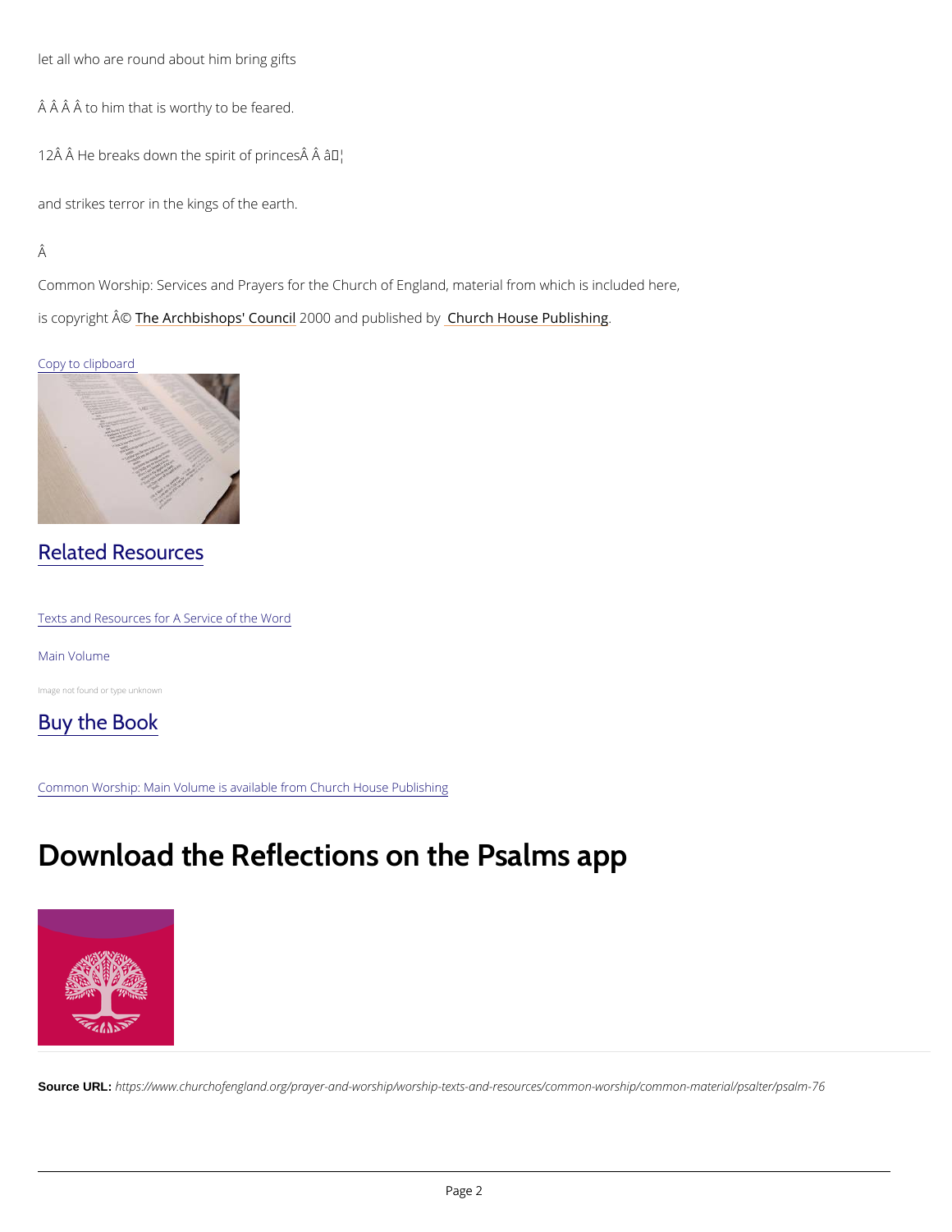let all who are round about him bring gifts

Â Â Â Â to him that is worthy to be feared.

12Â Â He breaks down the spirit of princesÂ Â â¦

and strikes terror in the kings of the earth.

Â

Common Worship: Services and Prayers for the Church of England, material from which is included here, is copyright Â© The Archbishops' Council 2000 and published by Church House Publishing.

Copy to clipboard

## Related Resources

Texts and Resources for A Service of the Word

Main Volume

Image not found or type unknown

## Buy the Book

Common Worship: Main Volume is available from Church House Publishing

# Download the Reflections on the Psalms app

**Source URL:** *https://www.churchofengland.org/prayer-and-worship/worship-texts-and-resources/common-worship/common-material/psalter/psalm-76*